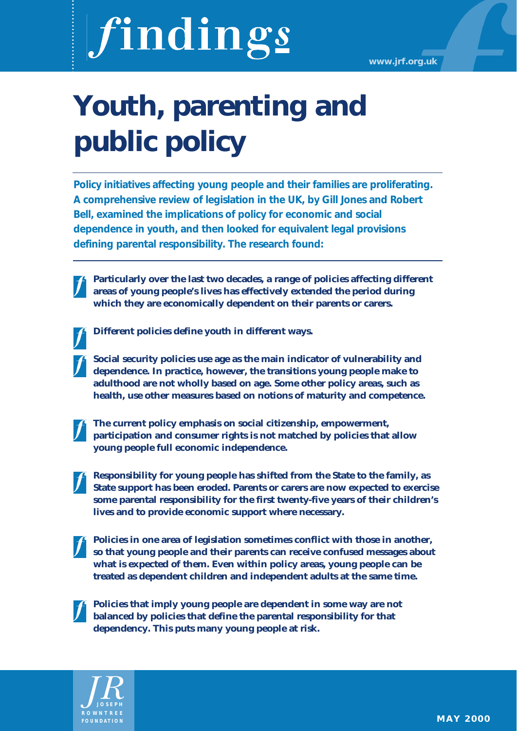# findings

www.jrf.org.uk

# Youth, parenting and public policy

**Policy initiatives affecting young people and their families are proliferating. A comprehensive review of legislation in the UK, by Gill Jones and Robert Bell, examined the implications of policy for economic and social dependence in youth, and then looked for equivalent legal provisions defining parental responsibility. The research found:**

- **Particularly over the last two decades, a range of policies affecting different areas of young people's lives has effectively extended the period during which they are economically dependent on their parents or carers.**
- **Different policies define youth in different ways.**
- **Social security policies use age as the main indicator of vulnerability and dependence. In practice, however, the transitions young people make to adulthood are not wholly based on age. Some other policy areas, such as health, use other measures based on notions of maturity and competence.**
- **The current policy emphasis on social citizenship, empowerment, participation and consumer rights is not matched by policies that allow young people full economic independence.**
- **Responsibility for young people has shifted from the State to the family, as State support has been eroded. Parents or carers are now expected to exercise some parental responsibility for the first twenty-five years of their children's lives and to provide economic support where necessary.**
- **Policies in one area of legislation sometimes conflict with those in another, so that young people and their parents can receive confused messages about what is expected of them. Even within policy areas, young people can be treated as dependent children and independent adults at the same time.**
- **Policies that imply young people are dependent in some way are not balanced by policies that define the parental responsibility for that dependency. This puts many young people at risk.**

JOSEPH ROWNTREE FOUNDATION

MAY 2000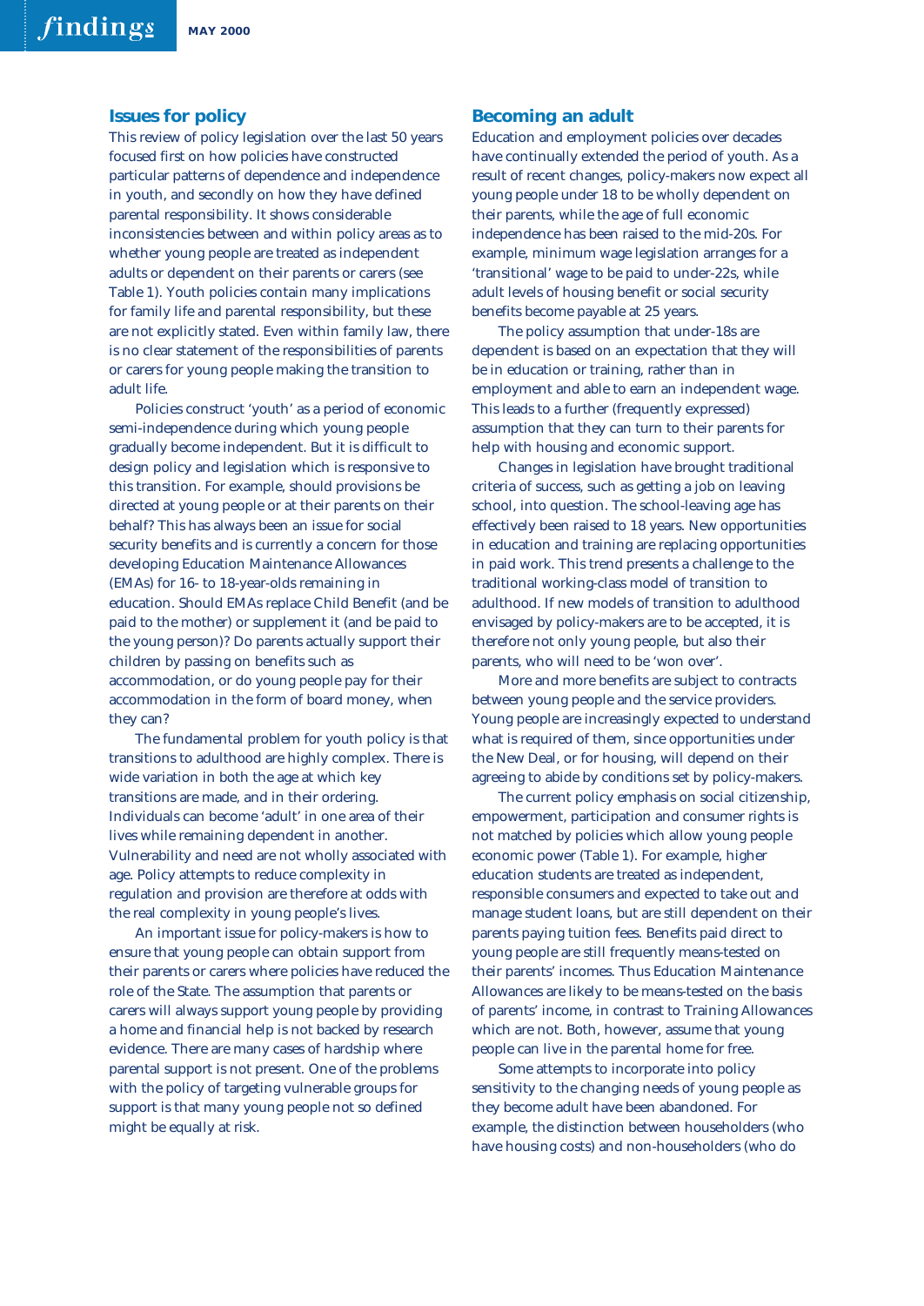## Issues for policy

This review of policy legislation over the last 50 years focused first on how policies have constructed particular patterns of dependence and independence in youth, and secondly on how they have defined parental responsibility. It shows considerable inconsistencies between and within policy areas as to whether young people are treated as independent adults or dependent on their parents or carers (see Table 1). Youth policies contain many implications for family life and parental responsibility, but these are not explicitly stated. Even within family law, there is no clear statement of the responsibilities of parents or carers for young people making the transition to adult life.

Policies construct 'youth' as a period of economic semi-independence during which young people gradually become independent. But it is difficult to design policy and legislation which is responsive to this transition. For example, should provisions be directed at young people or at their parents on their behalf? This has always been an issue for social security benefits and is currently a concern for those developing Education Maintenance Allowances (EMAs) for 16- to 18-year-olds remaining in education. Should EMAs replace Child Benefit (and be paid to the mother) or supplement it (and be paid to the young person)? Do parents actually support their children by passing on benefits such as accommodation, or do young people pay for their accommodation in the form of board money, when they can?

The fundamental problem for youth policy is that transitions to adulthood are highly complex. There is wide variation in both the age at which key transitions are made, and in their ordering. Individuals can become 'adult' in one area of their lives while remaining dependent in another. Vulnerability and need are not wholly associated with age. Policy attempts to reduce complexity in regulation and provision are therefore at odds with the real complexity in young people's lives.

An important issue for policy-makers is how to ensure that young people can obtain support from their parents or carers where policies have reduced the role of the State. The assumption that parents or carers will always support young people by providing a home and financial help is not backed by research evidence. There are many cases of hardship where parental support is not present. One of the problems with the policy of targeting vulnerable groups for support is that many young people not so defined might be equally at risk.

## Becoming an adult

Education and employment policies over decades have continually extended the period of youth. As a result of recent changes, policy-makers now expect all young people under 18 to be wholly dependent on their parents, while the age of full economic independence has been raised to the mid-20s. For example, minimum wage legislation arranges for a 'transitional' wage to be paid to under-22s, while adult levels of housing benefit or social security benefits become payable at 25 years.

The policy assumption that under-18s are dependent is based on an expectation that they will be in education or training, rather than in employment and able to earn an independent wage. This leads to a further (frequently expressed) assumption that they can turn to their parents for help with housing and economic support.

Changes in legislation have brought traditional criteria of success, such as getting a job on leaving school, into question. The school-leaving age has effectively been raised to 18 years. New opportunities in education and training are replacing opportunities in paid work. This trend presents a challenge to the traditional working-class model of transition to adulthood. If new models of transition to adulthood envisaged by policy-makers are to be accepted, it is therefore not only young people, but also their parents, who will need to be 'won over'.

More and more benefits are subject to contracts between young people and the service providers. Young people are increasingly expected to understand what is required of them, since opportunities under the New Deal, or for housing, will depend on their agreeing to abide by conditions set by policy-makers.

The current policy emphasis on social citizenship, empowerment, participation and consumer rights is not matched by policies which allow young people economic power (Table 1). For example, higher education students are treated as independent, responsible consumers and expected to take out and manage student loans, but are still dependent on their parents paying tuition fees. Benefits paid direct to young people are still frequently means-tested on their parents' incomes. Thus Education Maintenance Allowances are likely to be means-tested on the basis of parents' income, in contrast to Training Allowances which are not. Both, however, assume that young people can live in the parental home for free.

Some attempts to incorporate into policy sensitivity to the changing needs of young people as they become adult have been abandoned. For example, the distinction between householders (who have housing costs) and non-householders (who do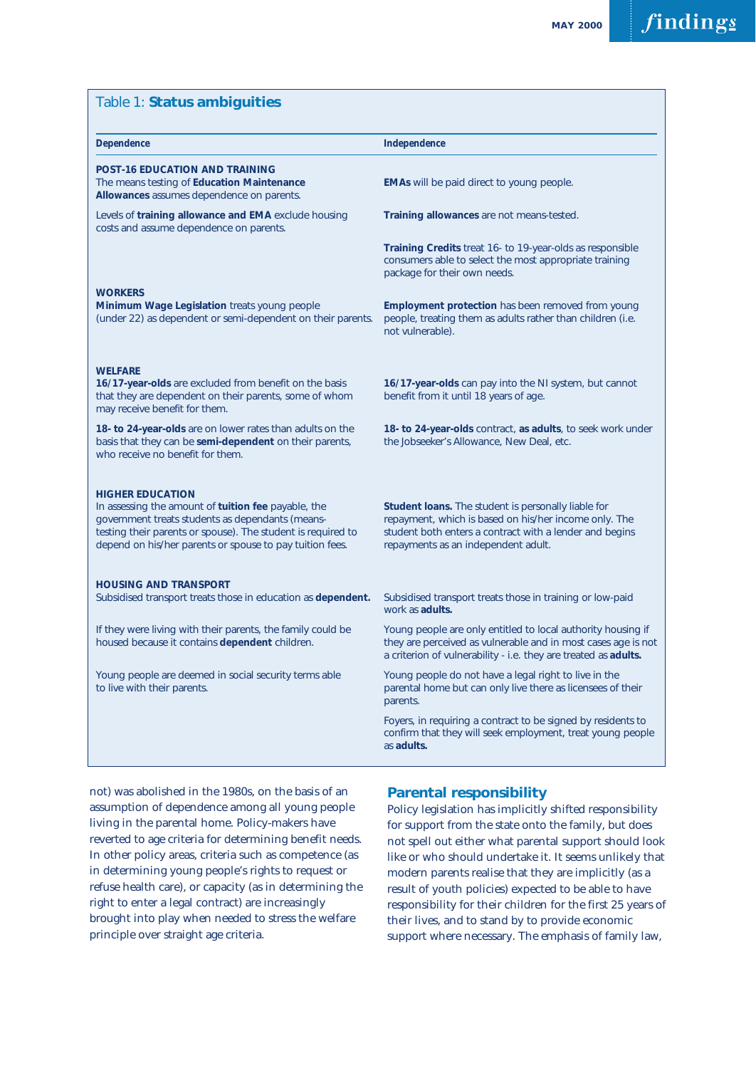## Table 1: Status ambiguities

| Dependence | Independence |
|---|---|
| **POST-16 EDUCATION AND TRAINING** | |
| The means testing of **Education Maintenance Allowances** assumes dependence on parents. | **EMAs** will be paid direct to young people. |
| Levels of **training allowance and EMA** exclude housing costs and assume dependence on parents. | **Training allowances** are not means-tested. |
| | **Training Credits** treat 16- to 19-year-olds as responsible consumers able to select the most appropriate training package for their own needs. |
| **WORKERS** | |
| **Minimum Wage Legislation** treats young people (under 22) as dependent or semi-dependent on their parents. | **Employment protection** has been removed from young people, treating them as adults rather than children (i.e. not vulnerable). |
| **WELFARE** | |
| **16/17-year-olds** are excluded from benefit on the basis that they are dependent on their parents, some of whom may receive benefit for them. | **16/17-year-olds** can pay into the NI system, but cannot benefit from it until 18 years of age. |
| **18- to 24-year-olds** are on lower rates than adults on the basis that they can be **semi-dependent** on their parents, who receive no benefit for them. | **18- to 24-year-olds** contract, **as adults**, to seek work under the Jobseeker's Allowance, New Deal, etc. |
| **HIGHER EDUCATION** | |
| In assessing the amount of **tuition fee** payable, the government treats students as dependants (means-testing their parents or spouse). The student is required to depend on his/her parents or spouse to pay tuition fees. | **Student loans.** The student is personally liable for repayment, which is based on his/her income only. The student both enters a contract with a lender and begins repayments as an independent adult. |
| **HOUSING AND TRANSPORT** | |
| Subsidised transport treats those in education as **dependent.** | Subsidised transport treats those in training or low-paid work as **adults.** |
| If they were living with their parents, the family could be housed because it contains **dependent** children. | Young people are only entitled to local authority housing if they are perceived as vulnerable and in most cases age is not a criterion of vulnerability - i.e. they are treated as **adults.** |
| Young people are deemed in social security terms able to live with their parents. | Young people do not have a legal right to live in the parental home but can only live there as licensees of their parents. |
| | Foyers, in requiring a contract to be signed by residents to confirm that they will seek employment, treat young people as **adults.** |

not) was abolished in the 1980s, on the basis of an assumption of dependence among all young people living in the parental home. Policy-makers have reverted to age criteria for determining benefit needs. In other policy areas, criteria such as competence (as in determining young people's rights to request or refuse health care), or capacity (as in determining the right to enter a legal contract) are increasingly brought into play when needed to stress the welfare principle over straight age criteria.

## Parental responsibility

Policy legislation has implicitly shifted responsibility for support from the state onto the family, but does not spell out either what parental support should look like or who should undertake it. It seems unlikely that modern parents realise that they are implicitly (as a result of youth policies) expected to be able to have responsibility for their children for the first 25 years of their lives, and to stand by to provide economic support where necessary. The emphasis of family law,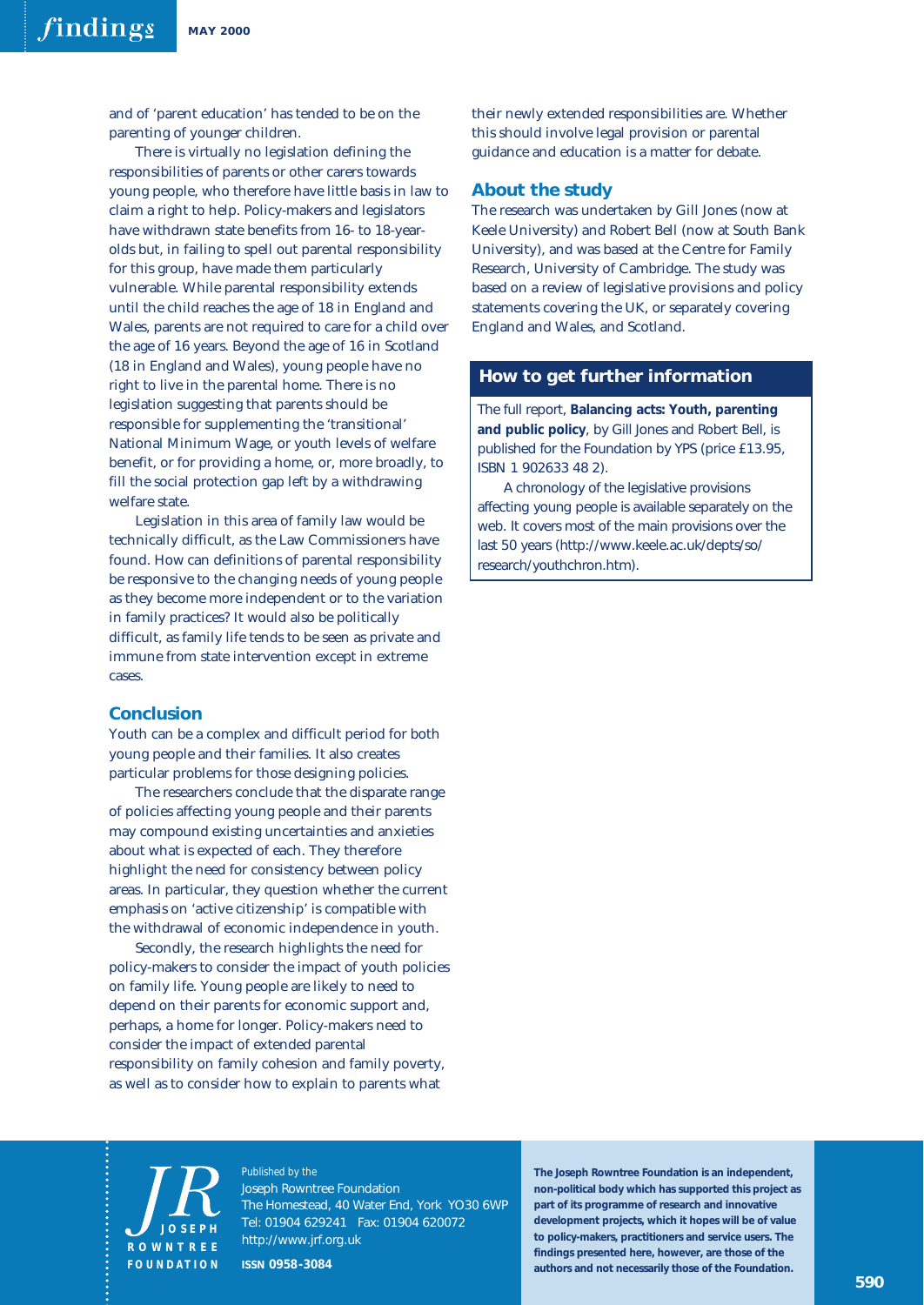and of 'parent education' has tended to be on the parenting of younger children.

There is virtually no legislation defining the responsibilities of parents or other carers towards young people, who therefore have little basis in law to claim a right to help. Policy-makers and legislators have withdrawn state benefits from 16- to 18-year-olds but, in failing to spell out parental responsibility for this group, have made them particularly vulnerable. While parental responsibility extends until the child reaches the age of 18 in England and Wales, parents are not required to care for a child over the age of 16 years. Beyond the age of 16 in Scotland (18 in England and Wales), young people have no right to live in the parental home. There is no legislation suggesting that parents should be responsible for supplementing the 'transitional' National Minimum Wage, or youth levels of welfare benefit, or for providing a home, or, more broadly, to fill the social protection gap left by a withdrawing welfare state.

Legislation in this area of family law would be technically difficult, as the Law Commissioners have found. How can definitions of parental responsibility be responsive to the changing needs of young people as they become more independent or to the variation in family practices? It would also be politically difficult, as family life tends to be seen as private and immune from state intervention except in extreme cases.

## Conclusion

Youth can be a complex and difficult period for both young people and their families. It also creates particular problems for those designing policies.

The researchers conclude that the disparate range of policies affecting young people and their parents may compound existing uncertainties and anxieties about what is expected of each. They therefore highlight the need for consistency between policy areas. In particular, they question whether the current emphasis on 'active citizenship' is compatible with the withdrawal of economic independence in youth.

Secondly, the research highlights the need for policy-makers to consider the impact of youth policies on family life. Young people are likely to need to depend on their parents for economic support and, perhaps, a home for longer. Policy-makers need to consider the impact of extended parental responsibility on family cohesion and family poverty, as well as to consider how to explain to parents what their newly extended responsibilities are. Whether this should involve legal provision or parental guidance and education is a matter for debate.

## About the study

The research was undertaken by Gill Jones (now at Keele University) and Robert Bell (now at South Bank University), and was based at the Centre for Family Research, University of Cambridge. The study was based on a review of legislative provisions and policy statements covering the UK, or separately covering England and Wales, and Scotland.

## How to get further information

The full report, **Balancing acts: Youth, parenting and public policy**, by Gill Jones and Robert Bell, is published for the Foundation by YPS (price £13.95, ISBN 1 902633 48 2).

A chronology of the legislative provisions affecting young people is available separately on the web. It covers most of the main provisions over the last 50 years (http://www.keele.ac.uk/depts/so/research/youthchron.htm).

Published by the
Joseph Rowntree Foundation
The Homestead, 40 Water End, York YO30 6WP
Tel: 01904 629241 Fax: 01904 620072
http://www.jrf.org.uk

**ISSN 0958-3084**

**The Joseph Rowntree Foundation is an independent, non-political body which has supported this project as part of its programme of research and innovative development projects, which it hopes will be of value to policy-makers, practitioners and service users. The findings presented here, however, are those of the authors and not necessarily those of the Foundation.**

590